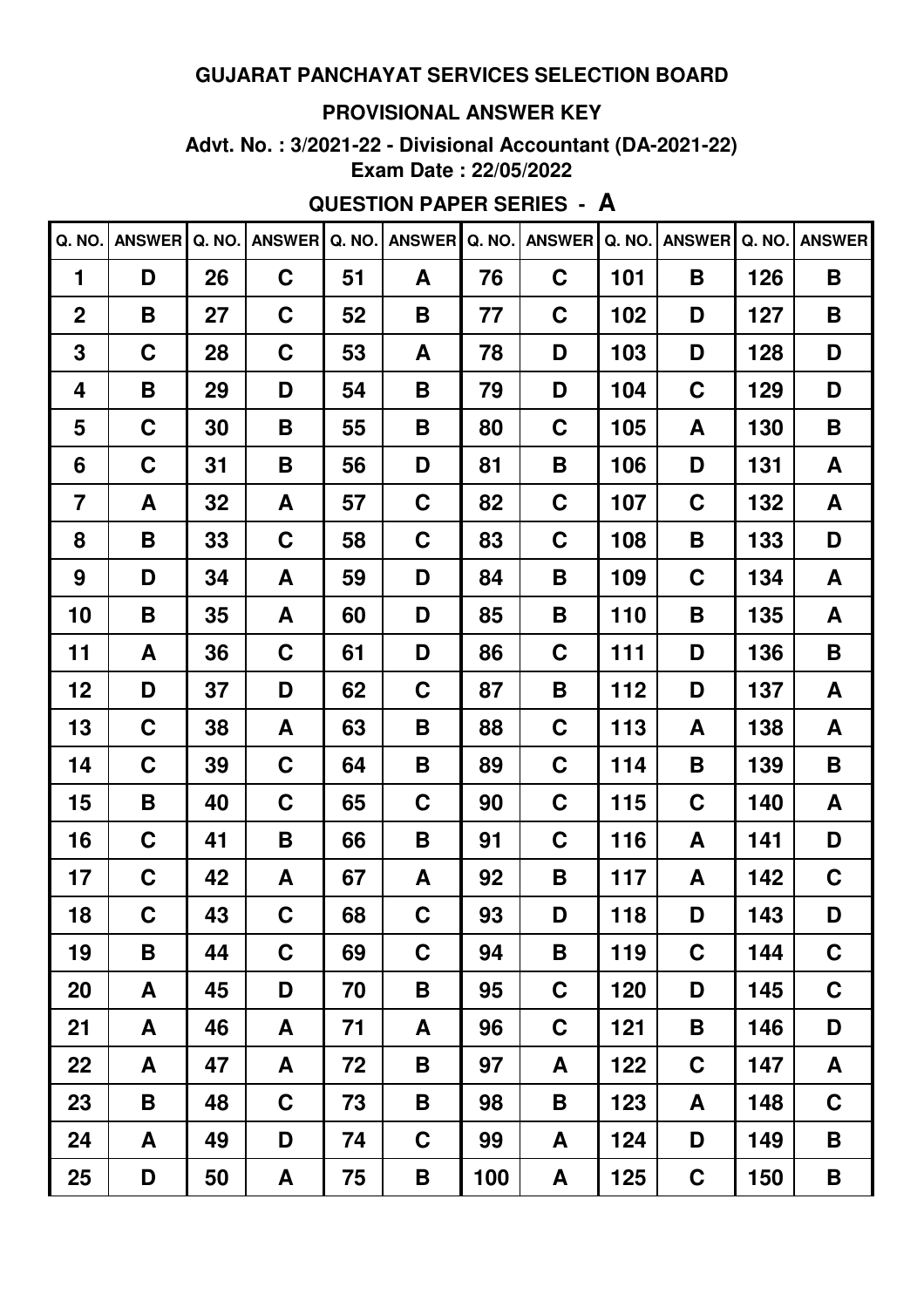# GUJARAT PANCHAYAT SERVICES SELECTION BOARD

## PROVISIONAL ANSWER KEY

**Advt. No. : 3/2021-22 - Divisional Accountant (DA-2021-22)**

**Exam Date : 22/05/2022**

### QUESTION PAPER SERIES - A

| Q. NO. | ANSWER | Q. NO. | ANSWER | Q. NO. | ANSWER | Q. NO. | ANSWER | Q. NO. | ANSWER | Q. NO. | ANSWER |
|---|---|---|---|---|---|---|---|---|---|---|---|
| 1 | D | 26 | C | 51 | A | 76 | C | 101 | B | 126 | B |
| 2 | B | 27 | C | 52 | B | 77 | C | 102 | D | 127 | B |
| 3 | C | 28 | C | 53 | A | 78 | D | 103 | D | 128 | D |
| 4 | B | 29 | D | 54 | B | 79 | D | 104 | C | 129 | D |
| 5 | C | 30 | B | 55 | B | 80 | C | 105 | A | 130 | B |
| 6 | C | 31 | B | 56 | D | 81 | B | 106 | D | 131 | A |
| 7 | A | 32 | A | 57 | C | 82 | C | 107 | C | 132 | A |
| 8 | B | 33 | C | 58 | C | 83 | C | 108 | B | 133 | D |
| 9 | D | 34 | A | 59 | D | 84 | B | 109 | C | 134 | A |
| 10 | B | 35 | A | 60 | D | 85 | B | 110 | B | 135 | A |
| 11 | A | 36 | C | 61 | D | 86 | C | 111 | D | 136 | B |
| 12 | D | 37 | D | 62 | C | 87 | B | 112 | D | 137 | A |
| 13 | C | 38 | A | 63 | B | 88 | C | 113 | A | 138 | A |
| 14 | C | 39 | C | 64 | B | 89 | C | 114 | B | 139 | B |
| 15 | B | 40 | C | 65 | C | 90 | C | 115 | C | 140 | A |
| 16 | C | 41 | B | 66 | B | 91 | C | 116 | A | 141 | D |
| 17 | C | 42 | A | 67 | A | 92 | B | 117 | A | 142 | C |
| 18 | C | 43 | C | 68 | C | 93 | D | 118 | D | 143 | D |
| 19 | B | 44 | C | 69 | C | 94 | B | 119 | C | 144 | C |
| 20 | A | 45 | D | 70 | B | 95 | C | 120 | D | 145 | C |
| 21 | A | 46 | A | 71 | A | 96 | C | 121 | B | 146 | D |
| 22 | A | 47 | A | 72 | B | 97 | A | 122 | C | 147 | A |
| 23 | B | 48 | C | 73 | B | 98 | B | 123 | A | 148 | C |
| 24 | A | 49 | D | 74 | C | 99 | A | 124 | D | 149 | B |
| 25 | D | 50 | A | 75 | B | 100 | A | 125 | C | 150 | B |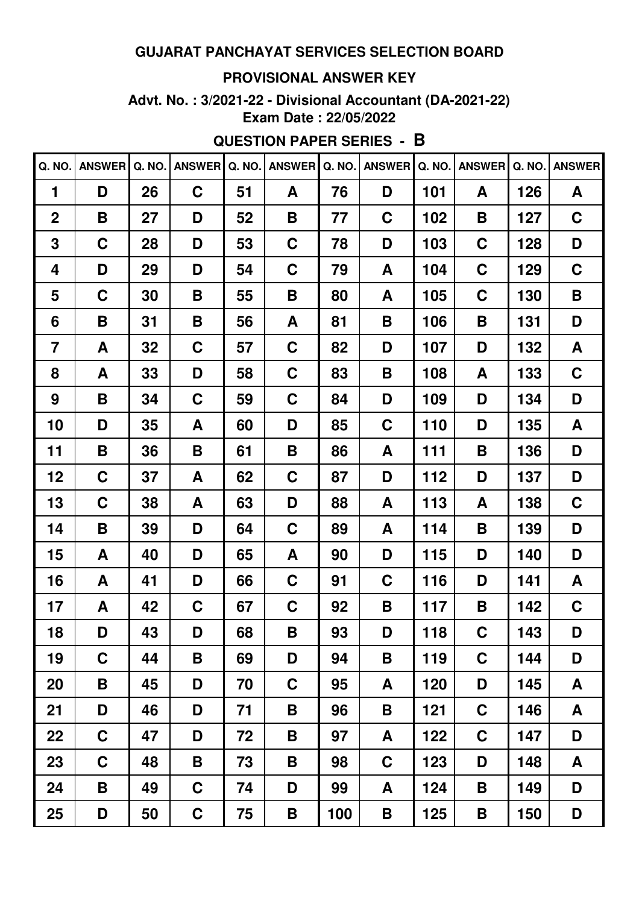# GUJARAT PANCHAYAT SERVICES SELECTION BOARD

## PROVISIONAL ANSWER KEY

**Advt. No. : 3/2021-22 - Divisional Accountant (DA-2021-22)**
**Exam Date : 22/05/2022**

### QUESTION PAPER SERIES - B

| Q. NO. | ANSWER | Q. NO. | ANSWER | Q. NO. | ANSWER | Q. NO. | ANSWER | Q. NO. | ANSWER | Q. NO. | ANSWER |
|---|---|---|---|---|---|---|---|---|---|---|---|
| 1 | D | 26 | C | 51 | A | 76 | D | 101 | A | 126 | A |
| 2 | B | 27 | D | 52 | B | 77 | C | 102 | B | 127 | C |
| 3 | C | 28 | D | 53 | C | 78 | D | 103 | C | 128 | D |
| 4 | D | 29 | D | 54 | C | 79 | A | 104 | C | 129 | C |
| 5 | C | 30 | B | 55 | B | 80 | A | 105 | C | 130 | B |
| 6 | B | 31 | B | 56 | A | 81 | B | 106 | B | 131 | D |
| 7 | A | 32 | C | 57 | C | 82 | D | 107 | D | 132 | A |
| 8 | A | 33 | D | 58 | C | 83 | B | 108 | A | 133 | C |
| 9 | B | 34 | C | 59 | C | 84 | D | 109 | D | 134 | D |
| 10 | D | 35 | A | 60 | D | 85 | C | 110 | D | 135 | A |
| 11 | B | 36 | B | 61 | B | 86 | A | 111 | B | 136 | D |
| 12 | C | 37 | A | 62 | C | 87 | D | 112 | D | 137 | D |
| 13 | C | 38 | A | 63 | D | 88 | A | 113 | A | 138 | C |
| 14 | B | 39 | D | 64 | C | 89 | A | 114 | B | 139 | D |
| 15 | A | 40 | D | 65 | A | 90 | D | 115 | D | 140 | D |
| 16 | A | 41 | D | 66 | C | 91 | C | 116 | D | 141 | A |
| 17 | A | 42 | C | 67 | C | 92 | B | 117 | B | 142 | C |
| 18 | D | 43 | D | 68 | B | 93 | D | 118 | C | 143 | D |
| 19 | C | 44 | B | 69 | D | 94 | B | 119 | C | 144 | D |
| 20 | B | 45 | D | 70 | C | 95 | A | 120 | D | 145 | A |
| 21 | D | 46 | D | 71 | B | 96 | B | 121 | C | 146 | A |
| 22 | C | 47 | D | 72 | B | 97 | A | 122 | C | 147 | D |
| 23 | C | 48 | B | 73 | B | 98 | C | 123 | D | 148 | A |
| 24 | B | 49 | C | 74 | D | 99 | A | 124 | B | 149 | D |
| 25 | D | 50 | C | 75 | B | 100 | B | 125 | B | 150 | D |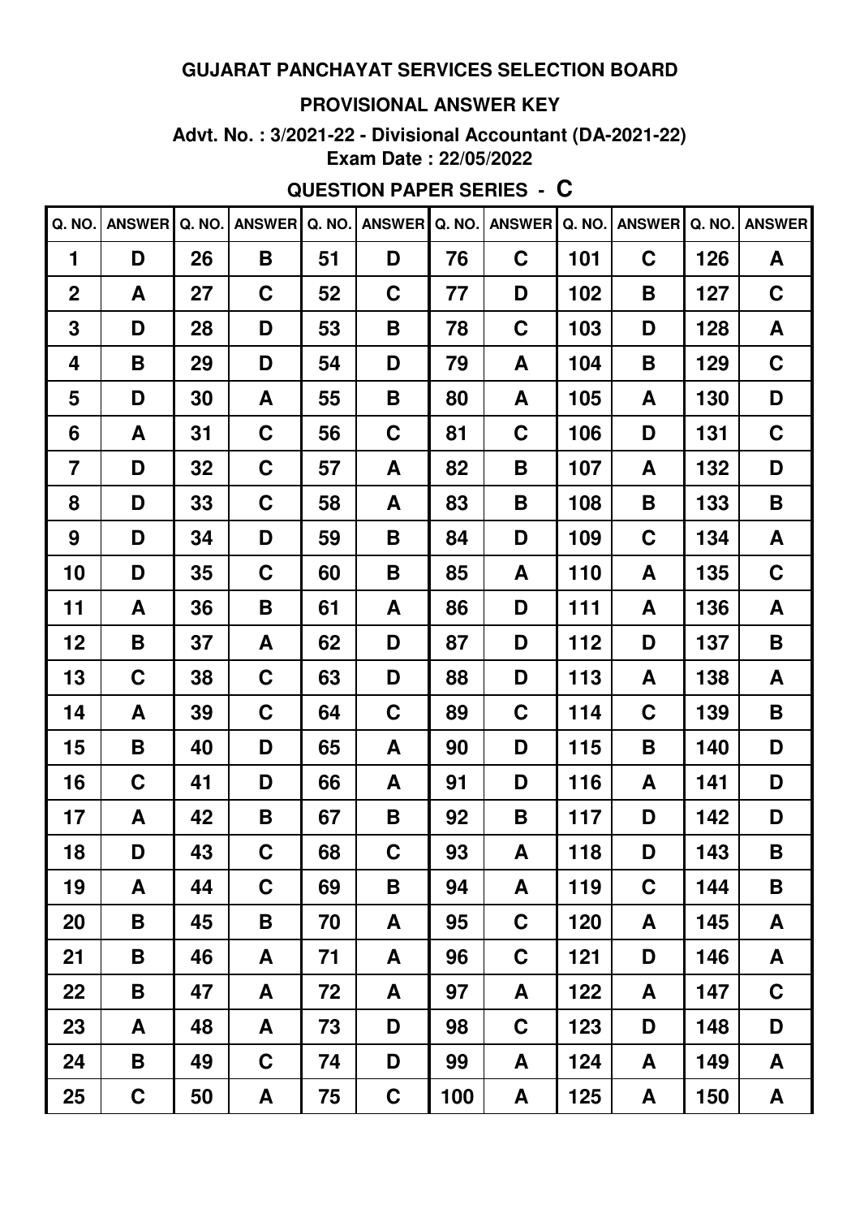# GUJARAT PANCHAYAT SERVICES SELECTION BOARD

## PROVISIONAL ANSWER KEY

**Advt. No. : 3/2021-22 - Divisional Accountant (DA-2021-22)**
**Exam Date : 22/05/2022**

### QUESTION PAPER SERIES - C

| Q. NO. | ANSWER | Q. NO. | ANSWER | Q. NO. | ANSWER | Q. NO. | ANSWER | Q. NO. | ANSWER | Q. NO. | ANSWER |
|---|---|---|---|---|---|---|---|---|---|---|---|
| 1 | D | 26 | B | 51 | D | 76 | C | 101 | C | 126 | A |
| 2 | A | 27 | C | 52 | C | 77 | D | 102 | B | 127 | C |
| 3 | D | 28 | D | 53 | B | 78 | C | 103 | D | 128 | A |
| 4 | B | 29 | D | 54 | D | 79 | A | 104 | B | 129 | C |
| 5 | D | 30 | A | 55 | B | 80 | A | 105 | A | 130 | D |
| 6 | A | 31 | C | 56 | C | 81 | C | 106 | D | 131 | C |
| 7 | D | 32 | C | 57 | A | 82 | B | 107 | A | 132 | D |
| 8 | D | 33 | C | 58 | A | 83 | B | 108 | B | 133 | B |
| 9 | D | 34 | D | 59 | B | 84 | D | 109 | C | 134 | A |
| 10 | D | 35 | C | 60 | B | 85 | A | 110 | A | 135 | C |
| 11 | A | 36 | B | 61 | A | 86 | D | 111 | A | 136 | A |
| 12 | B | 37 | A | 62 | D | 87 | D | 112 | D | 137 | B |
| 13 | C | 38 | C | 63 | D | 88 | D | 113 | A | 138 | A |
| 14 | A | 39 | C | 64 | C | 89 | C | 114 | C | 139 | B |
| 15 | B | 40 | D | 65 | A | 90 | D | 115 | B | 140 | D |
| 16 | C | 41 | D | 66 | A | 91 | D | 116 | A | 141 | D |
| 17 | A | 42 | B | 67 | B | 92 | B | 117 | D | 142 | D |
| 18 | D | 43 | C | 68 | C | 93 | A | 118 | D | 143 | B |
| 19 | A | 44 | C | 69 | B | 94 | A | 119 | C | 144 | B |
| 20 | B | 45 | B | 70 | A | 95 | C | 120 | A | 145 | A |
| 21 | B | 46 | A | 71 | A | 96 | C | 121 | D | 146 | A |
| 22 | B | 47 | A | 72 | A | 97 | A | 122 | A | 147 | C |
| 23 | A | 48 | A | 73 | D | 98 | C | 123 | D | 148 | D |
| 24 | B | 49 | C | 74 | D | 99 | A | 124 | A | 149 | A |
| 25 | C | 50 | A | 75 | C | 100 | A | 125 | A | 150 | A |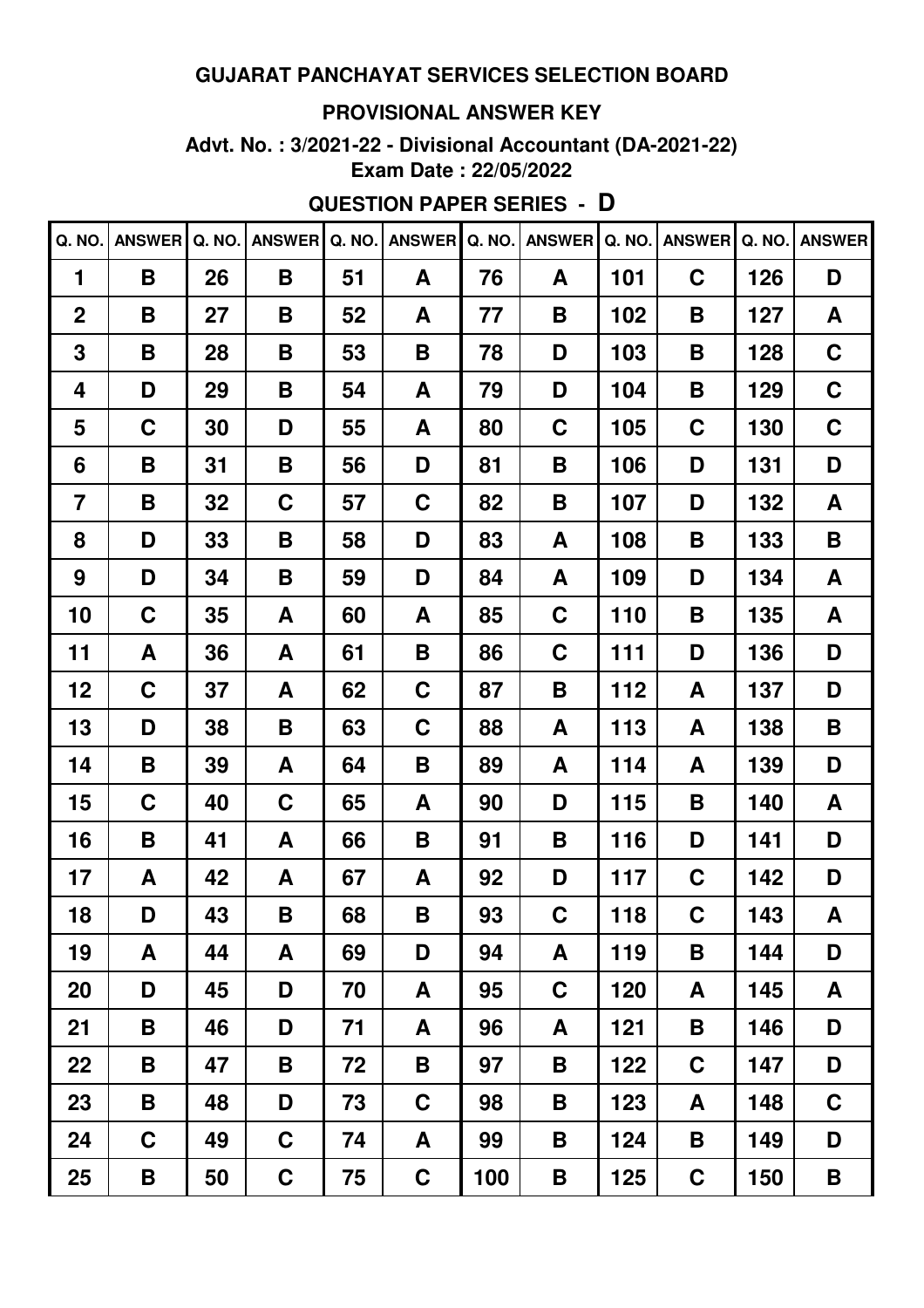## GUJARAT PANCHAYAT SERVICES SELECTION BOARD

### PROVISIONAL ANSWER KEY

**Advt. No. : 3/2021-22 - Divisional Accountant (DA-2021-22)**
**Exam Date : 22/05/2022**

### QUESTION PAPER SERIES - D

| Q. NO. | ANSWER | Q. NO. | ANSWER | Q. NO. | ANSWER | Q. NO. | ANSWER | Q. NO. | ANSWER | Q. NO. | ANSWER |
|---|---|---|---|---|---|---|---|---|---|---|---|
| 1 | B | 26 | B | 51 | A | 76 | A | 101 | C | 126 | D |
| 2 | B | 27 | B | 52 | A | 77 | B | 102 | B | 127 | A |
| 3 | B | 28 | B | 53 | B | 78 | D | 103 | B | 128 | C |
| 4 | D | 29 | B | 54 | A | 79 | D | 104 | B | 129 | C |
| 5 | C | 30 | D | 55 | A | 80 | C | 105 | C | 130 | C |
| 6 | B | 31 | B | 56 | D | 81 | B | 106 | D | 131 | D |
| 7 | B | 32 | C | 57 | C | 82 | B | 107 | D | 132 | A |
| 8 | D | 33 | B | 58 | D | 83 | A | 108 | B | 133 | B |
| 9 | D | 34 | B | 59 | D | 84 | A | 109 | D | 134 | A |
| 10 | C | 35 | A | 60 | A | 85 | C | 110 | B | 135 | A |
| 11 | A | 36 | A | 61 | B | 86 | C | 111 | D | 136 | D |
| 12 | C | 37 | A | 62 | C | 87 | B | 112 | A | 137 | D |
| 13 | D | 38 | B | 63 | C | 88 | A | 113 | A | 138 | B |
| 14 | B | 39 | A | 64 | B | 89 | A | 114 | A | 139 | D |
| 15 | C | 40 | C | 65 | A | 90 | D | 115 | B | 140 | A |
| 16 | B | 41 | A | 66 | B | 91 | B | 116 | D | 141 | D |
| 17 | A | 42 | A | 67 | A | 92 | D | 117 | C | 142 | D |
| 18 | D | 43 | B | 68 | B | 93 | C | 118 | C | 143 | A |
| 19 | A | 44 | A | 69 | D | 94 | A | 119 | B | 144 | D |
| 20 | D | 45 | D | 70 | A | 95 | C | 120 | A | 145 | A |
| 21 | B | 46 | D | 71 | A | 96 | A | 121 | B | 146 | D |
| 22 | B | 47 | B | 72 | B | 97 | B | 122 | C | 147 | D |
| 23 | B | 48 | D | 73 | C | 98 | B | 123 | A | 148 | C |
| 24 | C | 49 | C | 74 | A | 99 | B | 124 | B | 149 | D |
| 25 | B | 50 | C | 75 | C | 100 | B | 125 | C | 150 | B |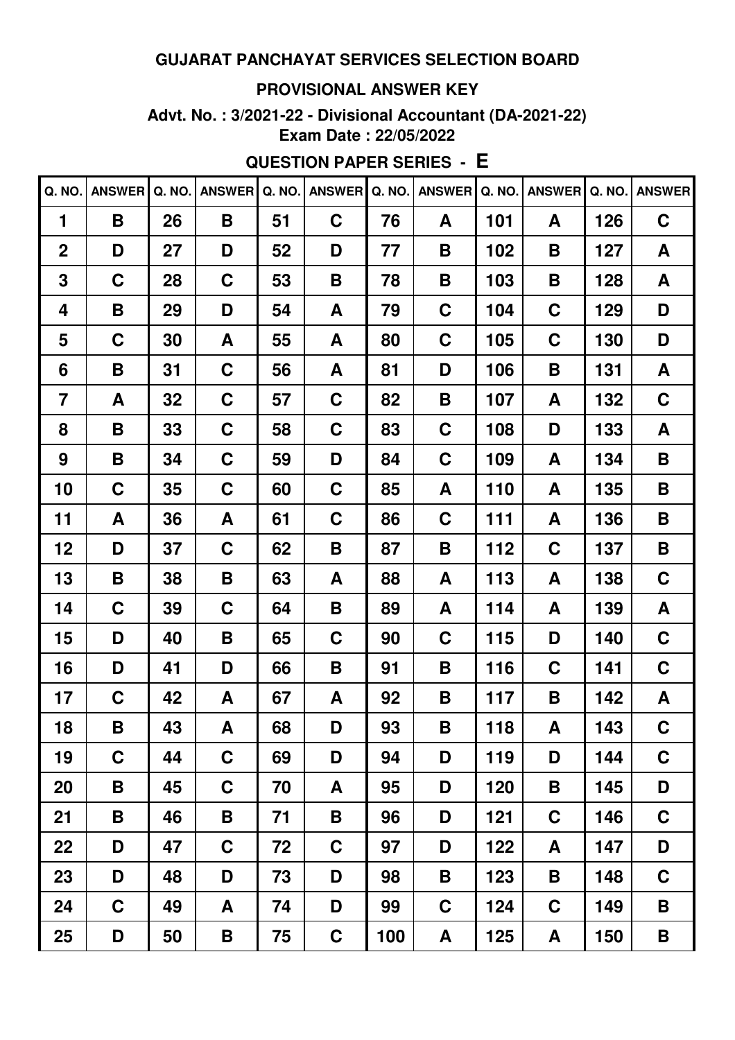**GUJARAT PANCHAYAT SERVICES SELECTION BOARD**

**PROVISIONAL ANSWER KEY**

**Advt. No. : 3/2021-22 - Divisional Accountant (DA-2021-22)**

**Exam Date : 22/05/2022**

**QUESTION PAPER SERIES - E**

| Q. NO. | ANSWER | Q. NO. | ANSWER | Q. NO. | ANSWER | Q. NO. | ANSWER | Q. NO. | ANSWER | Q. NO. | ANSWER |
|---|---|---|---|---|---|---|---|---|---|---|---|
| 1 | B | 26 | B | 51 | C | 76 | A | 101 | A | 126 | C |
| 2 | D | 27 | D | 52 | D | 77 | B | 102 | B | 127 | A |
| 3 | C | 28 | C | 53 | B | 78 | B | 103 | B | 128 | A |
| 4 | B | 29 | D | 54 | A | 79 | C | 104 | C | 129 | D |
| 5 | C | 30 | A | 55 | A | 80 | C | 105 | C | 130 | D |
| 6 | B | 31 | C | 56 | A | 81 | D | 106 | B | 131 | A |
| 7 | A | 32 | C | 57 | C | 82 | B | 107 | A | 132 | C |
| 8 | B | 33 | C | 58 | C | 83 | C | 108 | D | 133 | A |
| 9 | B | 34 | C | 59 | D | 84 | C | 109 | A | 134 | B |
| 10 | C | 35 | C | 60 | C | 85 | A | 110 | A | 135 | B |
| 11 | A | 36 | A | 61 | C | 86 | C | 111 | A | 136 | B |
| 12 | D | 37 | C | 62 | B | 87 | B | 112 | C | 137 | B |
| 13 | B | 38 | B | 63 | A | 88 | A | 113 | A | 138 | C |
| 14 | C | 39 | C | 64 | B | 89 | A | 114 | A | 139 | A |
| 15 | D | 40 | B | 65 | C | 90 | C | 115 | D | 140 | C |
| 16 | D | 41 | D | 66 | B | 91 | B | 116 | C | 141 | C |
| 17 | C | 42 | A | 67 | A | 92 | B | 117 | B | 142 | A |
| 18 | B | 43 | A | 68 | D | 93 | B | 118 | A | 143 | C |
| 19 | C | 44 | C | 69 | D | 94 | D | 119 | D | 144 | C |
| 20 | B | 45 | C | 70 | A | 95 | D | 120 | B | 145 | D |
| 21 | B | 46 | B | 71 | B | 96 | D | 121 | C | 146 | C |
| 22 | D | 47 | C | 72 | C | 97 | D | 122 | A | 147 | D |
| 23 | D | 48 | D | 73 | D | 98 | B | 123 | B | 148 | C |
| 24 | C | 49 | A | 74 | D | 99 | C | 124 | C | 149 | B |
| 25 | D | 50 | B | 75 | C | 100 | A | 125 | A | 150 | B |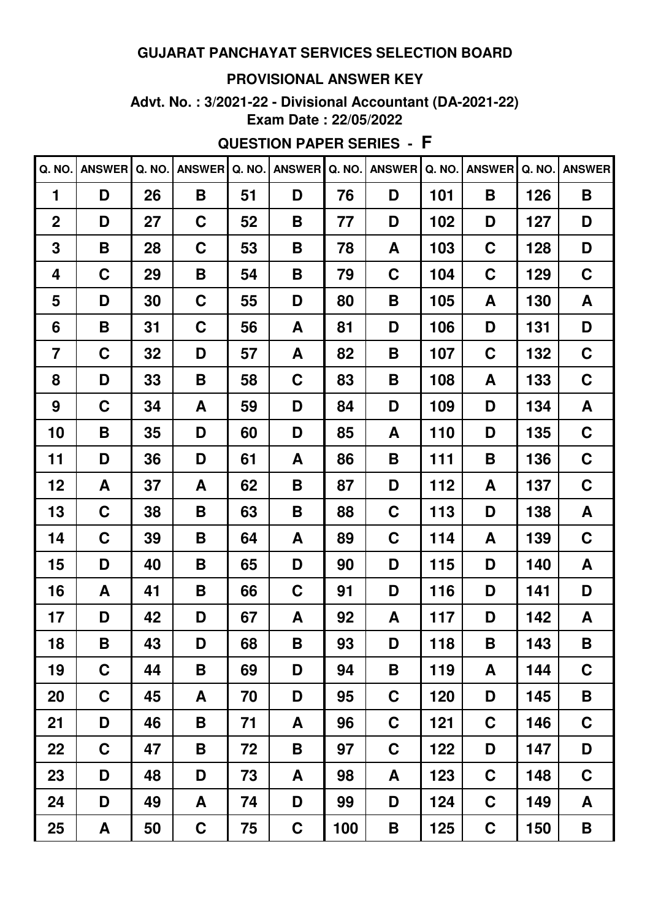**GUJARAT PANCHAYAT SERVICES SELECTION BOARD**

**PROVISIONAL ANSWER KEY**

**Advt. No. : 3/2021-22 - Divisional Accountant (DA-2021-22)**
**Exam Date : 22/05/2022**

**QUESTION PAPER SERIES - F**

| Q. NO. | ANSWER | Q. NO. | ANSWER | Q. NO. | ANSWER | Q. NO. | ANSWER | Q. NO. | ANSWER | Q. NO. | ANSWER |
|---|---|---|---|---|---|---|---|---|---|---|---|
| 1 | D | 26 | B | 51 | D | 76 | D | 101 | B | 126 | B |
| 2 | D | 27 | C | 52 | B | 77 | D | 102 | D | 127 | D |
| 3 | B | 28 | C | 53 | B | 78 | A | 103 | C | 128 | D |
| 4 | C | 29 | B | 54 | B | 79 | C | 104 | C | 129 | C |
| 5 | D | 30 | C | 55 | D | 80 | B | 105 | A | 130 | A |
| 6 | B | 31 | C | 56 | A | 81 | D | 106 | D | 131 | D |
| 7 | C | 32 | D | 57 | A | 82 | B | 107 | C | 132 | C |
| 8 | D | 33 | B | 58 | C | 83 | B | 108 | A | 133 | C |
| 9 | C | 34 | A | 59 | D | 84 | D | 109 | D | 134 | A |
| 10 | B | 35 | D | 60 | D | 85 | A | 110 | D | 135 | C |
| 11 | D | 36 | D | 61 | A | 86 | B | 111 | B | 136 | C |
| 12 | A | 37 | A | 62 | B | 87 | D | 112 | A | 137 | C |
| 13 | C | 38 | B | 63 | B | 88 | C | 113 | D | 138 | A |
| 14 | C | 39 | B | 64 | A | 89 | C | 114 | A | 139 | C |
| 15 | D | 40 | B | 65 | D | 90 | D | 115 | D | 140 | A |
| 16 | A | 41 | B | 66 | C | 91 | D | 116 | D | 141 | D |
| 17 | D | 42 | D | 67 | A | 92 | A | 117 | D | 142 | A |
| 18 | B | 43 | D | 68 | B | 93 | D | 118 | B | 143 | B |
| 19 | C | 44 | B | 69 | D | 94 | B | 119 | A | 144 | C |
| 20 | C | 45 | A | 70 | D | 95 | C | 120 | D | 145 | B |
| 21 | D | 46 | B | 71 | A | 96 | C | 121 | C | 146 | C |
| 22 | C | 47 | B | 72 | B | 97 | C | 122 | D | 147 | D |
| 23 | D | 48 | D | 73 | A | 98 | A | 123 | C | 148 | C |
| 24 | D | 49 | A | 74 | D | 99 | D | 124 | C | 149 | A |
| 25 | A | 50 | C | 75 | C | 100 | B | 125 | C | 150 | B |